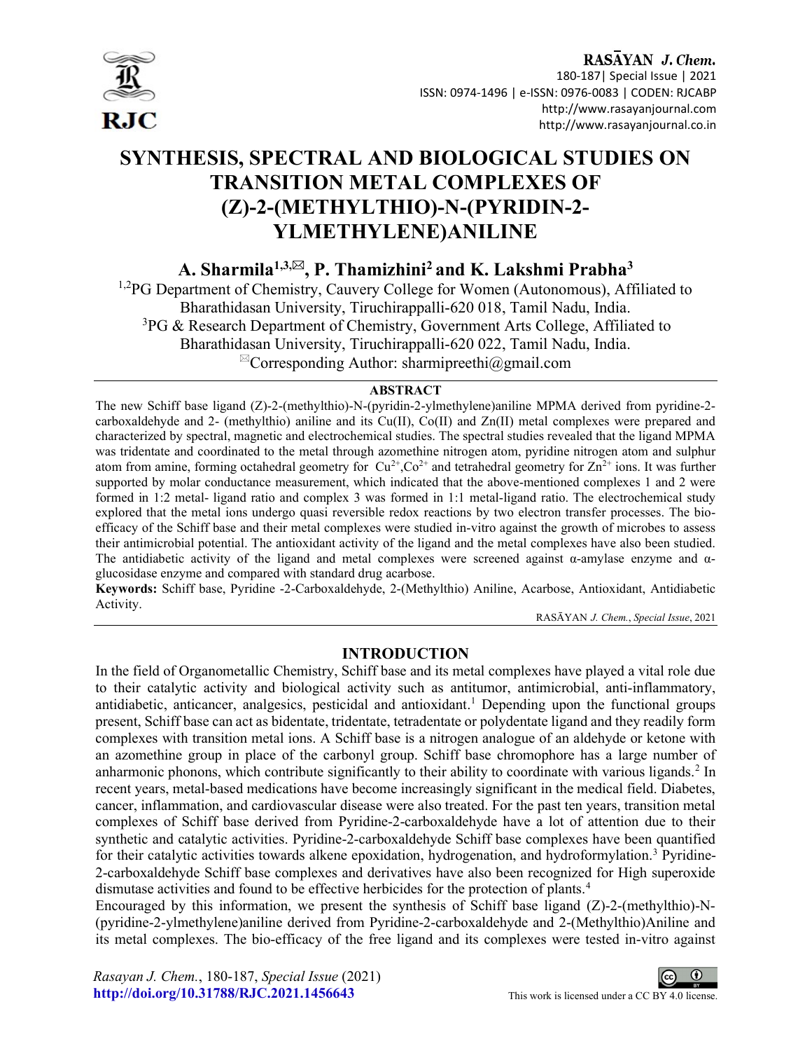# SYNTHESIS, SPECTRAL AND BIOLOGICAL STUDIES ON TRANSITION METAL COMPLEXES OF (Z)-2-(METHYLTHIO)-N-(PYRIDIN-2-YLMETHYLENE)ANILINE

**A. Sharmila[1,3,✉], P. Thamizhini[2] and K. Lakshmi Prabha[3]**

[1,2]PG Department of Chemistry, Cauvery College for Women (Autonomous), Affiliated to Bharathidasan University, Tiruchirappalli-620 018, Tamil Nadu, India.

[3]PG & Research Department of Chemistry, Government Arts College, Affiliated to Bharathidasan University, Tiruchirappalli-620 022, Tamil Nadu, India.

✉Corresponding Author: sharmipreethi@gmail.com

## ABSTRACT

The new Schiff base ligand (Z)-2-(methylthio)-N-(pyridin-2-ylmethylene)aniline MPMA derived from pyridine-2-carboxaldehyde and 2- (methylthio) aniline and its Cu(II), Co(II) and Zn(II) metal complexes were prepared and characterized by spectral, magnetic and electrochemical studies. The spectral studies revealed that the ligand MPMA was tridentate and coordinated to the metal through azomethine nitrogen atom, pyridine nitrogen atom and sulphur atom from amine, forming octahedral geometry for $Cu^{2+}$,$Co^{2+}$ and tetrahedral geometry for $Zn^{2+}$ ions. It was further supported by molar conductance measurement, which indicated that the above-mentioned complexes 1 and 2 were formed in 1:2 metal- ligand ratio and complex 3 was formed in 1:1 metal-ligand ratio. The electrochemical study explored that the metal ions undergo quasi reversible redox reactions by two electron transfer processes. The bio-efficacy of the Schiff base and their metal complexes were studied in-vitro against the growth of microbes to assess their antimicrobial potential. The antioxidant activity of the ligand and the metal complexes have also been studied. The antidiabetic activity of the ligand and metal complexes were screened against α-amylase enzyme and α-glucosidase enzyme and compared with standard drug acarbose.

**Keywords:** Schiff base, Pyridine -2-Carboxaldehyde, 2-(Methylthio) Aniline, Acarbose, Antioxidant, Antidiabetic Activity.

## INTRODUCTION

In the field of Organometallic Chemistry, Schiff base and its metal complexes have played a vital role due to their catalytic activity and biological activity such as antitumor, antimicrobial, anti-inflammatory, antidiabetic, anticancer, analgesics, pesticidal and antioxidant.[1] Depending upon the functional groups present, Schiff base can act as bidentate, tridentate, tetradentate or polydentate ligand and they readily form complexes with transition metal ions. A Schiff base is a nitrogen analogue of an aldehyde or ketone with an azomethine group in place of the carbonyl group. Schiff base chromophore has a large number of anharmonic phonons, which contribute significantly to their ability to coordinate with various ligands.[2] In recent years, metal-based medications have become increasingly significant in the medical field. Diabetes, cancer, inflammation, and cardiovascular disease were also treated. For the past ten years, transition metal complexes of Schiff base derived from Pyridine-2-carboxaldehyde have a lot of attention due to their synthetic and catalytic activities. Pyridine-2-carboxaldehyde Schiff base complexes have been quantified for their catalytic activities towards alkene epoxidation, hydrogenation, and hydroformylation.[3] Pyridine-2-carboxaldehyde Schiff base complexes and derivatives have also been recognized for High superoxide dismutase activities and found to be effective herbicides for the protection of plants.[4]

Encouraged by this information, we present the synthesis of Schiff base ligand (Z)-2-(methylthio)-N-(pyridine-2-ylmethylene)aniline derived from Pyridine-2-carboxaldehyde and 2-(Methylthio)Aniline and its metal complexes. The bio-efficacy of the free ligand and its complexes were tested in-vitro against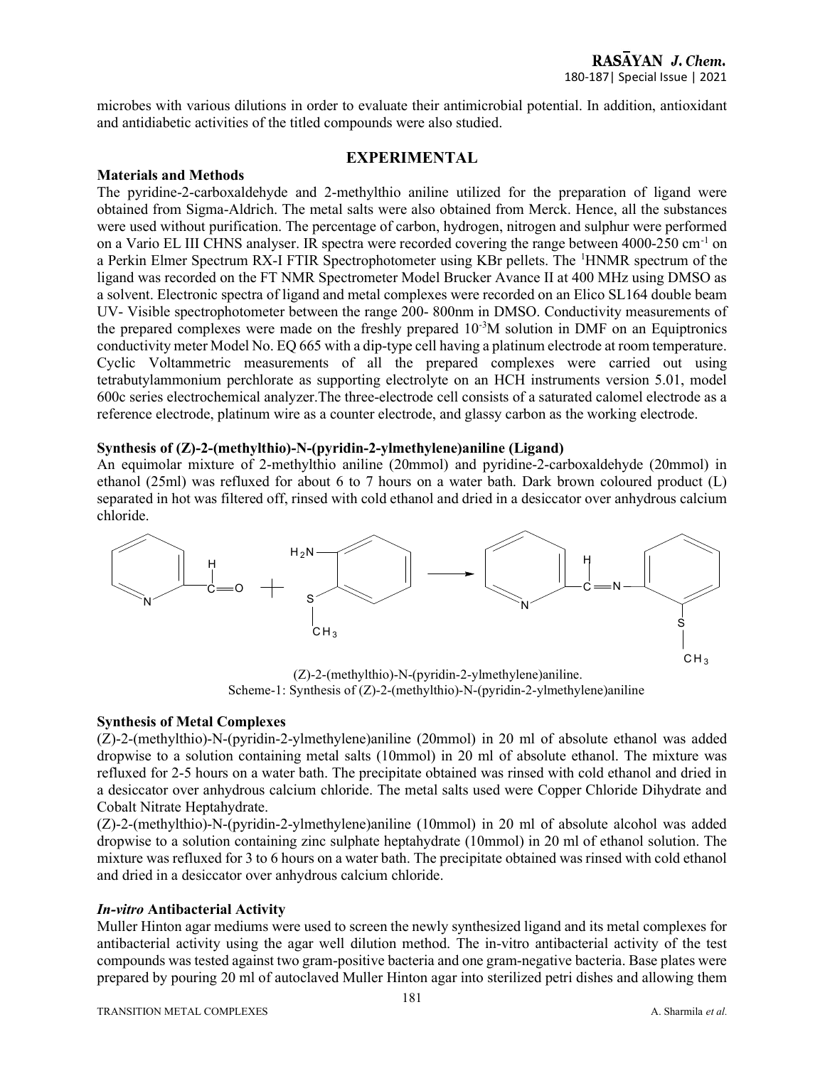microbes with various dilutions in order to evaluate their antimicrobial potential. In addition, antioxidant and antidiabetic activities of the titled compounds were also studied.

## EXPERIMENTAL

### Materials and Methods

The pyridine-2-carboxaldehyde and 2-methylthio aniline utilized for the preparation of ligand were obtained from Sigma-Aldrich. The metal salts were also obtained from Merck. Hence, all the substances were used without purification. The percentage of carbon, hydrogen, nitrogen and sulphur were performed on a Vario EL III CHNS analyser. IR spectra were recorded covering the range between 4000-250 $cm^{-1}$ on a Perkin Elmer Spectrum RX-I FTIR Spectrophotometer using KBr pellets. The $^{1}$HNMR spectrum of the ligand was recorded on the FT NMR Spectrometer Model Brucker Avance II at 400 MHz using DMSO as a solvent. Electronic spectra of ligand and metal complexes were recorded on an Elico SL164 double beam UV- Visible spectrophotometer between the range 200- 800nm in DMSO. Conductivity measurements of the prepared complexes were made on the freshly prepared $10^{-3}$M solution in DMF on an Equiptronics conductivity meter Model No. EQ 665 with a dip-type cell having a platinum electrode at room temperature. Cyclic Voltammetric measurements of all the prepared complexes were carried out using tetrabutylammonium perchlorate as supporting electrolyte on an HCH instruments version 5.01, model 600c series electrochemical analyzer.The three-electrode cell consists of a saturated calomel electrode as a reference electrode, platinum wire as a counter electrode, and glassy carbon as the working electrode.

### Synthesis of (Z)-2-(methylthio)-N-(pyridin-2-ylmethylene)aniline (Ligand)

An equimolar mixture of 2-methylthio aniline (20mmol) and pyridine-2-carboxaldehyde (20mmol) in ethanol (25ml) was refluxed for about 6 to 7 hours on a water bath. Dark brown coloured product (L) separated in hot was filtered off, rinsed with cold ethanol and dried in a desiccator over anhydrous calcium chloride.

(Z)-2-(methylthio)-N-(pyridin-2-ylmethylene)aniline.

Scheme-1: Synthesis of (Z)-2-(methylthio)-N-(pyridin-2-ylmethylene)aniline

### Synthesis of Metal Complexes

(Z)-2-(methylthio)-N-(pyridin-2-ylmethylene)aniline (20mmol) in 20 ml of absolute ethanol was added dropwise to a solution containing metal salts (10mmol) in 20 ml of absolute ethanol. The mixture was refluxed for 2-5 hours on a water bath. The precipitate obtained was rinsed with cold ethanol and dried in a desiccator over anhydrous calcium chloride. The metal salts used were Copper Chloride Dihydrate and Cobalt Nitrate Heptahydrate.

(Z)-2-(methylthio)-N-(pyridin-2-ylmethylene)aniline (10mmol) in 20 ml of absolute alcohol was added dropwise to a solution containing zinc sulphate heptahydrate (10mmol) in 20 ml of ethanol solution. The mixture was refluxed for 3 to 6 hours on a water bath. The precipitate obtained was rinsed with cold ethanol and dried in a desiccator over anhydrous calcium chloride.

### *In-vitro* Antibacterial Activity

Muller Hinton agar mediums were used to screen the newly synthesized ligand and its metal complexes for antibacterial activity using the agar well dilution method. The in-vitro antibacterial activity of the test compounds was tested against two gram-positive bacteria and one gram-negative bacteria. Base plates were prepared by pouring 20 ml of autoclaved Muller Hinton agar into sterilized petri dishes and allowing them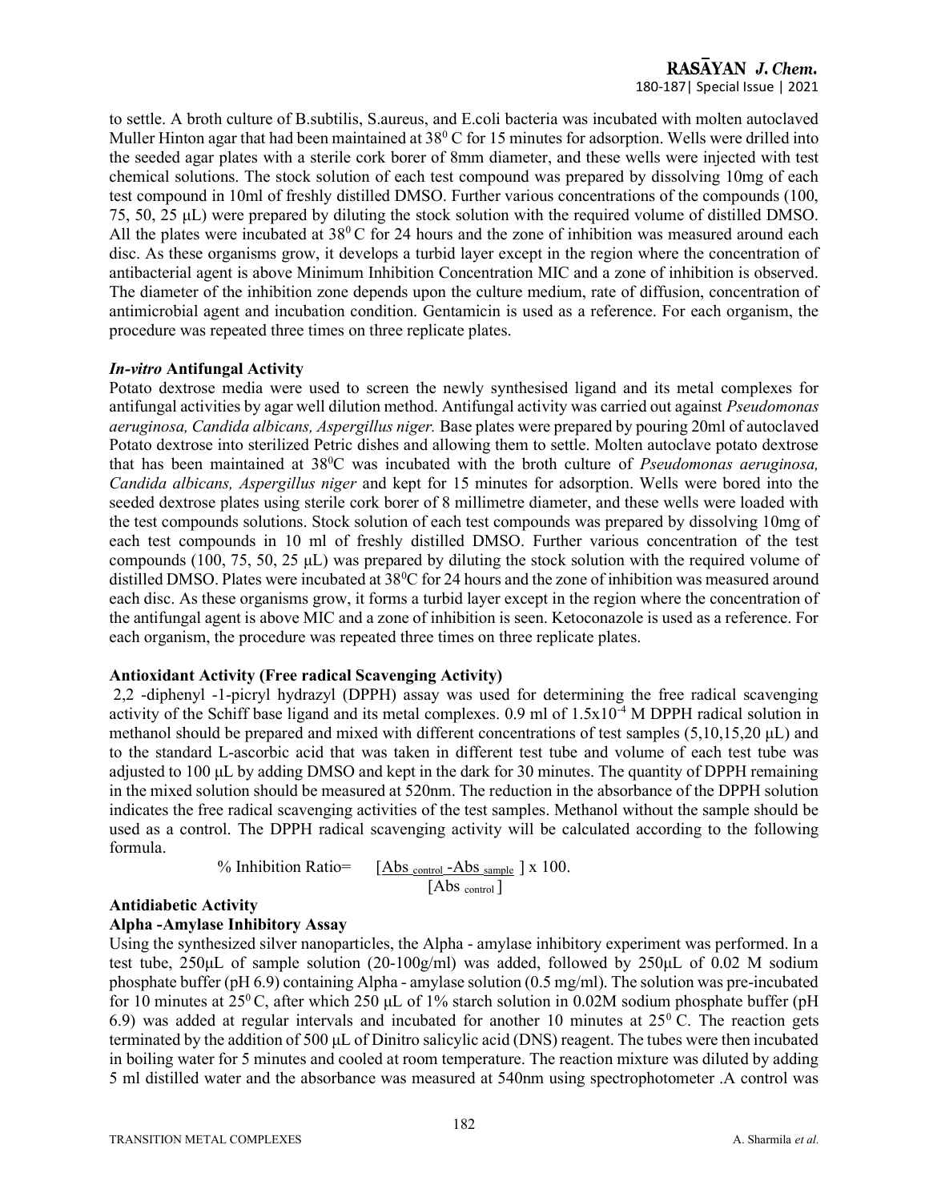to settle. A broth culture of B.subtilis, S.aureus, and E.coli bacteria was incubated with molten autoclaved Muller Hinton agar that had been maintained at $38^0$ C for 15 minutes for adsorption. Wells were drilled into the seeded agar plates with a sterile cork borer of 8mm diameter, and these wells were injected with test chemical solutions. The stock solution of each test compound was prepared by dissolving 10mg of each test compound in 10ml of freshly distilled DMSO. Further various concentrations of the compounds (100, 75, 50, 25 μL) were prepared by diluting the stock solution with the required volume of distilled DMSO. All the plates were incubated at $38^0$ C for 24 hours and the zone of inhibition was measured around each disc. As these organisms grow, it develops a turbid layer except in the region where the concentration of antibacterial agent is above Minimum Inhibition Concentration MIC and a zone of inhibition is observed. The diameter of the inhibition zone depends upon the culture medium, rate of diffusion, concentration of antimicrobial agent and incubation condition. Gentamicin is used as a reference. For each organism, the procedure was repeated three times on three replicate plates.

### *In-vitro* Antifungal Activity

Potato dextrose media were used to screen the newly synthesised ligand and its metal complexes for antifungal activities by agar well dilution method. Antifungal activity was carried out against *Pseudomonas aeruginosa, Candida albicans, Aspergillus niger.* Base plates were prepared by pouring 20ml of autoclaved Potato dextrose into sterilized Petric dishes and allowing them to settle. Molten autoclave potato dextrose that has been maintained at $38^0$C was incubated with the broth culture of *Pseudomonas aeruginosa, Candida albicans, Aspergillus niger* and kept for 15 minutes for adsorption. Wells were bored into the seeded dextrose plates using sterile cork borer of 8 millimetre diameter, and these wells were loaded with the test compounds solutions. Stock solution of each test compounds was prepared by dissolving 10mg of each test compounds in 10 ml of freshly distilled DMSO. Further various concentration of the test compounds (100, 75, 50, 25 μL) was prepared by diluting the stock solution with the required volume of distilled DMSO. Plates were incubated at $38^0$C for 24 hours and the zone of inhibition was measured around each disc. As these organisms grow, it forms a turbid layer except in the region where the concentration of the antifungal agent is above MIC and a zone of inhibition is seen. Ketoconazole is used as a reference. For each organism, the procedure was repeated three times on three replicate plates.

### Antioxidant Activity (Free radical Scavenging Activity)

2,2 -diphenyl -1-picryl hydrazyl (DPPH) assay was used for determining the free radical scavenging activity of the Schiff base ligand and its metal complexes. 0.9 ml of $1.5 \times 10^{-4}$ M DPPH radical solution in methanol should be prepared and mixed with different concentrations of test samples (5,10,15,20 μL) and to the standard L-ascorbic acid that was taken in different test tube and volume of each test tube was adjusted to 100 μL by adding DMSO and kept in the dark for 30 minutes. The quantity of DPPH remaining in the mixed solution should be measured at 520nm. The reduction in the absorbance of the DPPH solution indicates the free radical scavenging activities of the test samples. Methanol without the sample should be used as a control. The DPPH radical scavenging activity will be calculated according to the following formula.

$$\% \text{ Inhibition Ratio} = \frac{[\text{Abs}_{\text{control}} - \text{Abs}_{\text{sample}}]}{[\text{Abs}_{\text{control}}]} \times 100.$$

### Antidiabetic Activity

#### Alpha -Amylase Inhibitory Assay

Using the synthesized silver nanoparticles, the Alpha - amylase inhibitory experiment was performed. In a test tube, 250μL of sample solution (20-100g/ml) was added, followed by 250μL of 0.02 M sodium phosphate buffer (pH 6.9) containing Alpha - amylase solution (0.5 mg/ml). The solution was pre-incubated for 10 minutes at $25^0$ C, after which 250 μL of 1% starch solution in 0.02M sodium phosphate buffer (pH 6.9) was added at regular intervals and incubated for another 10 minutes at $25^0$ C. The reaction gets terminated by the addition of 500 μL of Dinitro salicylic acid (DNS) reagent. The tubes were then incubated in boiling water for 5 minutes and cooled at room temperature. The reaction mixture was diluted by adding 5 ml distilled water and the absorbance was measured at 540nm using spectrophotometer .A control was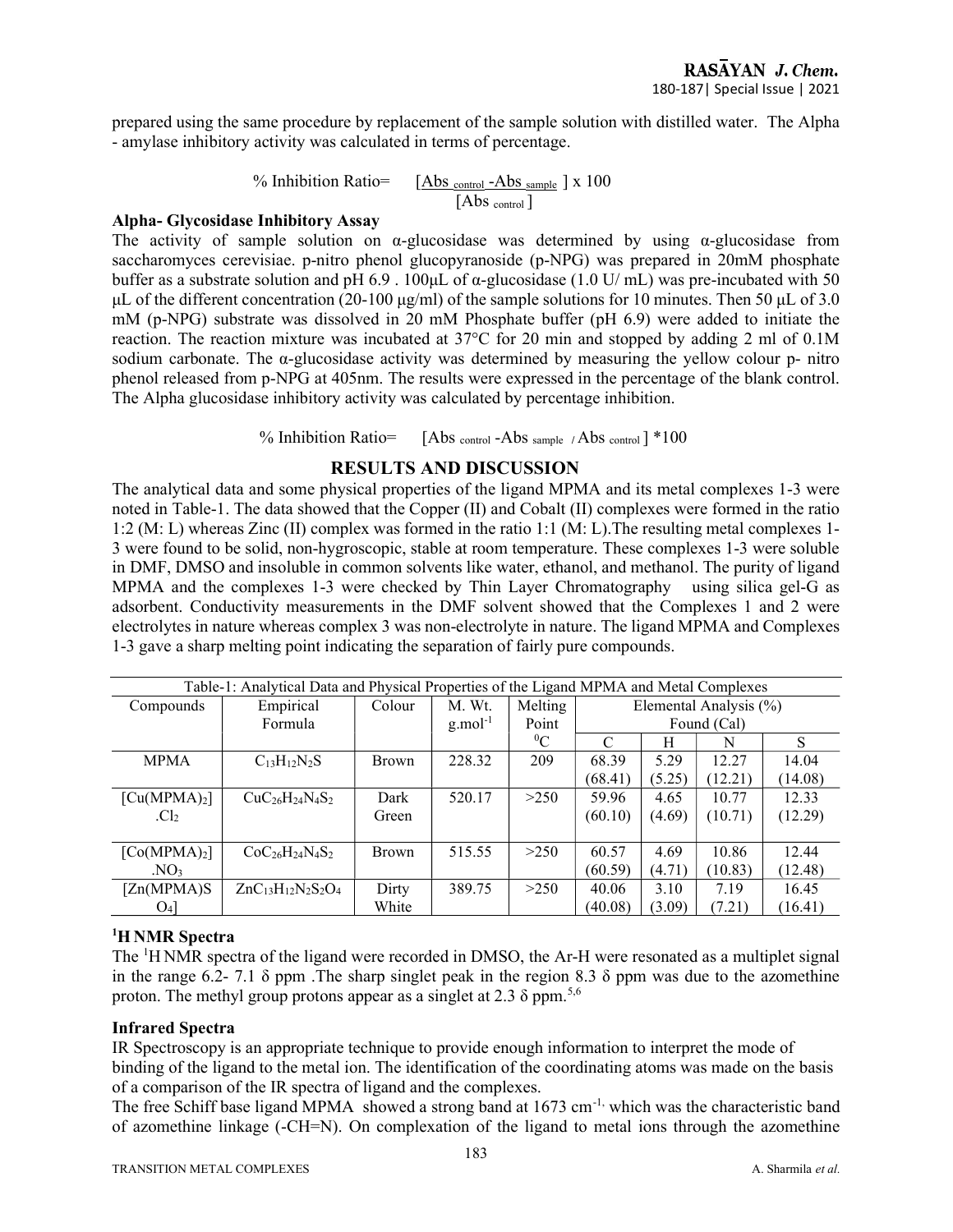prepared using the same procedure by replacement of the sample solution with distilled water. The Alpha - amylase inhibitory activity was calculated in terms of percentage.

$$\% \text{ Inhibition Ratio} = \frac{[Abs_{control} - Abs_{sample}]}{[Abs_{control}]} \times 100$$

**Alpha- Glycosidase Inhibitory Assay**

The activity of sample solution on α-glucosidase was determined by using α-glucosidase from saccharomyces cerevisiae. p-nitro phenol glucopyranoside (p-NPG) was prepared in 20mM phosphate buffer as a substrate solution and pH 6.9 . 100μL of α-glucosidase (1.0 U/ mL) was pre-incubated with 50 μL of the different concentration (20-100 μg/ml) of the sample solutions for 10 minutes. Then 50 μL of 3.0 mM (p-NPG) substrate was dissolved in 20 mM Phosphate buffer (pH 6.9) were added to initiate the reaction. The reaction mixture was incubated at 37°C for 20 min and stopped by adding 2 ml of 0.1M sodium carbonate. The α-glucosidase activity was determined by measuring the yellow colour p- nitro phenol released from p-NPG at 405nm. The results were expressed in the percentage of the blank control. The Alpha glucosidase inhibitory activity was calculated by percentage inhibition.

$$\% \text{ Inhibition Ratio} = [Abs_{control} - Abs_{sample} / Abs_{control}] * 100$$

## RESULTS AND DISCUSSION

The analytical data and some physical properties of the ligand MPMA and its metal complexes 1-3 were noted in Table-1. The data showed that the Copper (II) and Cobalt (II) complexes were formed in the ratio 1:2 (M: L) whereas Zinc (II) complex was formed in the ratio 1:1 (M: L).The resulting metal complexes 1-3 were found to be solid, non-hygroscopic, stable at room temperature. These complexes 1-3 were soluble in DMF, DMSO and insoluble in common solvents like water, ethanol, and methanol. The purity of ligand MPMA and the complexes 1-3 were checked by Thin Layer Chromatography using silica gel-G as adsorbent. Conductivity measurements in the DMF solvent showed that the Complexes 1 and 2 were electrolytes in nature whereas complex 3 was non-electrolyte in nature. The ligand MPMA and Complexes 1-3 gave a sharp melting point indicating the separation of fairly pure compounds.

Table-1: Analytical Data and Physical Properties of the Ligand MPMA and Metal Complexes

| Compounds | Empirical Formula | Colour | M. Wt. $g.mol^{-1}$ | Melting Point $^0C$ | Elemental Analysis (%) Found (Cal) | | | |
|---|---|---|---|---|---|---|---|---|
| | | | | | C | H | N | S |
| MPMA | $C_{13}H_{12}N_2S$ | Brown | 228.32 | 209 | 68.39 (68.41) | 5.29 (5.25) | 12.27 (12.21) | 14.04 (14.08) |
| $[Cu(MPMA)_2]$ $.Cl_2$ | $CuC_{26}H_{24}N_4S_2$ | Dark Green | 520.17 | >250 | 59.96 (60.10) | 4.65 (4.69) | 10.77 (10.71) | 12.33 (12.29) |
| $[Co(MPMA)_2]$ $.NO_3$ | $CoC_{26}H_{24}N_4S_2$ | Brown | 515.55 | >250 | 60.57 (60.59) | 4.69 (4.71) | 10.86 (10.83) | 12.44 (12.48) |
| $[Zn(MPMA)SO_4]$ | $ZnC_{13}H_{12}N_2S_2O_4$ | Dirty White | 389.75 | >250 | 40.06 (40.08) | 3.10 (3.09) | 7.19 (7.21) | 16.45 (16.41) |

### $^1$H NMR Spectra

The $^1$H NMR spectra of the ligand were recorded in DMSO, the Ar-H were resonated as a multiplet signal in the range 6.2- 7.1 δ ppm .The sharp singlet peak in the region 8.3 δ ppm was due to the azomethine proton. The methyl group protons appear as a singlet at 2.3 δ ppm.[5,6]

### Infrared Spectra

IR Spectroscopy is an appropriate technique to provide enough information to interpret the mode of binding of the ligand to the metal ion. The identification of the coordinating atoms was made on the basis of a comparison of the IR spectra of ligand and the complexes.

The free Schiff base ligand MPMA showed a strong band at 1673 $cm^{-1}$, which was the characteristic band of azomethine linkage (-CH=N). On complexation of the ligand to metal ions through the azomethine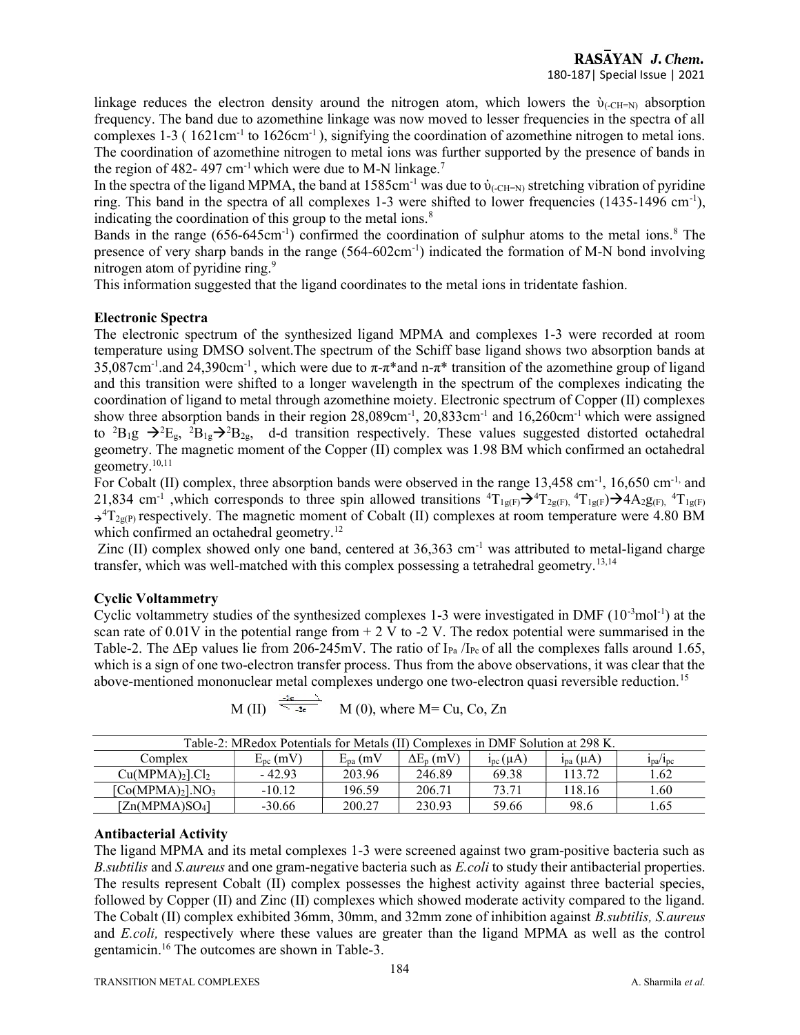linkage reduces the electron density around the nitrogen atom, which lowers the $\dot{\upsilon}_{(-CH=N)}$ absorption frequency. The band due to azomethine linkage was now moved to lesser frequencies in the spectra of all complexes 1-3 ( 1621cm$^{-1}$ to 1626cm$^{-1}$ ), signifying the coordination of azomethine nitrogen to metal ions. The coordination of azomethine nitrogen to metal ions was further supported by the presence of bands in the region of 482- 497 cm$^{-1}$ which were due to M-N linkage.[7]

In the spectra of the ligand MPMA, the band at 1585cm$^{-1}$ was due to $\dot{\upsilon}_{(-CH=N)}$ stretching vibration of pyridine ring. This band in the spectra of all complexes 1-3 were shifted to lower frequencies (1435-1496 cm$^{-1}$), indicating the coordination of this group to the metal ions.[8]

Bands in the range (656-645cm$^{-1}$) confirmed the coordination of sulphur atoms to the metal ions.[8] The presence of very sharp bands in the range (564-602cm$^{-1}$) indicated the formation of M-N bond involving nitrogen atom of pyridine ring.[9]

This information suggested that the ligand coordinates to the metal ions in tridentate fashion.

## Electronic Spectra

The electronic spectrum of the synthesized ligand MPMA and complexes 1-3 were recorded at room temperature using DMSO solvent.The spectrum of the Schiff base ligand shows two absorption bands at 35,087cm$^{-1}$.and 24,390cm$^{-1}$ , which were due to π-π*and n-π* transition of the azomethine group of ligand and this transition were shifted to a longer wavelength in the spectrum of the complexes indicating the coordination of ligand to metal through azomethine moiety. Electronic spectrum of Copper (II) complexes show three absorption bands in their region 28,089cm$^{-1}$, 20,833cm$^{-1}$ and 16,260cm$^{-1}$ which were assigned to $^2B_1g \rightarrow ^2E_g$, $^2B_{1g} \rightarrow ^2B_{2g}$, d-d transition respectively. These values suggested distorted octahedral geometry. The magnetic moment of the Copper (II) complex was 1.98 BM which confirmed an octahedral geometry.[10,11]

For Cobalt (II) complex, three absorption bands were observed in the range 13,458 cm$^{-1}$, 16,650 cm$^{-1,}$ and 21,834 cm$^{-1}$ ,which corresponds to three spin allowed transitions $^4T_{1g(F)} \rightarrow ^4T_{2g(F)}$, $^4T_{1g(F)} \rightarrow 4A_2g_{(F)}$, $^4T_{1g(F)} \rightarrow ^4T_{2g(P)}$ respectively. The magnetic moment of Cobalt (II) complexes at room temperature were 4.80 BM which confirmed an octahedral geometry.[12]

Zinc (II) complex showed only one band, centered at 36,363 cm$^{-1}$ was attributed to metal-ligand charge transfer, which was well-matched with this complex possessing a tetrahedral geometry.[13,14]

## Cyclic Voltammetry

Cyclic voltammetry studies of the synthesized complexes 1-3 were investigated in DMF (10$^{-3}$mol$^{-1}$) at the scan rate of 0.01V in the potential range from + 2 V to -2 V. The redox potential were summarised in the Table-2. The ΔEp values lie from 206-245mV. The ratio of $I_{Pa}$ /$I_{Pc}$ of all the complexes falls around 1.65, which is a sign of one two-electron transfer process. Thus from the above observations, it was clear that the above-mentioned mononuclear metal complexes undergo one two-electron quasi reversible reduction.[15]

$$M(II) \underset{-2e}{\overset{-2e}{\rightleftharpoons}} M(0), \text{ where M= Cu, Co, Zn}$$

Table-2: MRedox Potentials for Metals (II) Complexes in DMF Solution at 298 K.

| Complex | $E_{pc}$ (mV) | $E_{pa}$ (mV | $\Delta E_p$ (mV) | $i_{pc}$ (μA) | $i_{pa}$ (μA) | $i_{pa}/i_{pc}$ |
|---|---|---|---|---|---|---|
| $Cu(MPMA)_2].Cl_2$ | - 42.93 | 203.96 | 246.89 | 69.38 | 113.72 | 1.62 |
| $[Co(MPMA)_2].NO_3$ | -10.12 | 196.59 | 206.71 | 73.71 | 118.16 | 1.60 |
| $[Zn(MPMA)SO_4]$ | -30.66 | 200.27 | 230.93 | 59.66 | 98.6 | 1.65 |

## Antibacterial Activity

The ligand MPMA and its metal complexes 1-3 were screened against two gram-positive bacteria such as *B.subtilis* and *S.aureus* and one gram-negative bacteria such as *E.coli* to study their antibacterial properties. The results represent Cobalt (II) complex possesses the highest activity against three bacterial species, followed by Copper (II) and Zinc (II) complexes which showed moderate activity compared to the ligand. The Cobalt (II) complex exhibited 36mm, 30mm, and 32mm zone of inhibition against *B.subtilis, S.aureus* and *E.coli,* respectively where these values are greater than the ligand MPMA as well as the control gentamicin.[16] The outcomes are shown in Table-3.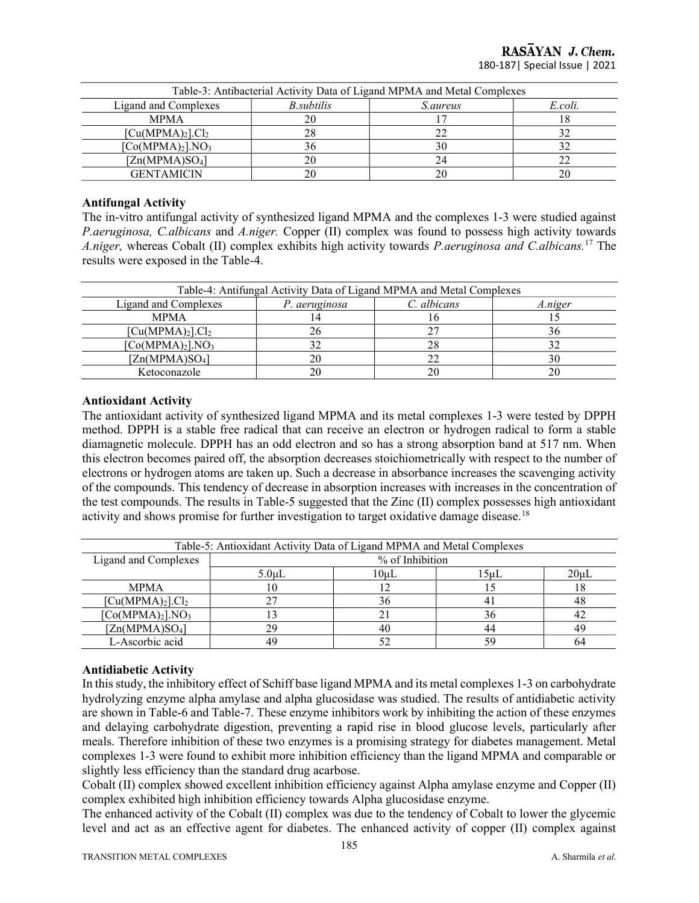| Table-3: Antibacterial Activity Data of Ligand MPMA and Metal Complexes | | | |
|---|---|---|---|
| Ligand and Complexes | *B.subtilis* | *S.aureus* | *E.coli.* |
| MPMA | 20 | 17 | 18 |
| $[Cu(MPMA)_2].Cl_2$ | 28 | 22 | 32 |
| $[Co(MPMA)_2].NO_3$ | 36 | 30 | 32 |
| $[Zn(MPMA)SO_4]$ | 20 | 24 | 22 |
| GENTAMICIN | 20 | 20 | 20 |

### Antifungal Activity

The in-vitro antifungal activity of synthesized ligand MPMA and the complexes 1-3 were studied against *P.aeruginosa, C.albicans* and *A.niger*. Copper (II) complex was found to possess high activity towards *A.niger,* whereas Cobalt (II) complex exhibits high activity towards *P.aeruginosa and C.albicans.*[17] The results were exposed in the Table-4.

| Table-4: Antifungal Activity Data of Ligand MPMA and Metal Complexes | | | |
|---|---|---|---|
| Ligand and Complexes | *P. aeruginosa* | *C. albicans* | *A.niger* |
| MPMA | 14 | 16 | 15 |
| $[Cu(MPMA)_2].Cl_2$ | 26 | 27 | 36 |
| $[Co(MPMA)_2].NO_3$ | 32 | 28 | 32 |
| $[Zn(MPMA)SO_4]$ | 20 | 22 | 30 |
| Ketoconazole | 20 | 20 | 20 |

### Antioxidant Activity

The antioxidant activity of synthesized ligand MPMA and its metal complexes 1-3 were tested by DPPH method. DPPH is a stable free radical that can receive an electron or hydrogen radical to form a stable diamagnetic molecule. DPPH has an odd electron and so has a strong absorption band at 517 nm. When this electron becomes paired off, the absorption decreases stoichiometrically with respect to the number of electrons or hydrogen atoms are taken up. Such a decrease in absorbance increases the scavenging activity of the compounds. This tendency of decrease in absorption increases with increases in the concentration of the test compounds. The results in Table-5 suggested that the Zinc (II) complex possesses high antioxidant activity and shows promise for further investigation to target oxidative damage disease.[18]

| Table-5: Antioxidant Activity Data of Ligand MPMA and Metal Complexes | | | | |
|---|---|---|---|---|
| Ligand and Complexes | % of Inhibition | | | |
| | 5.0μL | 10μL | 15μL | 20μL |
| MPMA | 10 | 12 | 15 | 18 |
| $[Cu(MPMA)_2].Cl_2$ | 27 | 36 | 41 | 48 |
| $[Co(MPMA)_2].NO_3$ | 13 | 21 | 36 | 42 |
| $[Zn(MPMA)SO_4]$ | 29 | 40 | 44 | 49 |
| L-Ascorbic acid | 49 | 52 | 59 | 64 |

### Antidiabetic Activity

In this study, the inhibitory effect of Schiff base ligand MPMA and its metal complexes 1-3 on carbohydrate hydrolyzing enzyme alpha amylase and alpha glucosidase was studied. The results of antidiabetic activity are shown in Table-6 and Table-7. These enzyme inhibitors work by inhibiting the action of these enzymes and delaying carbohydrate digestion, preventing a rapid rise in blood glucose levels, particularly after meals. Therefore inhibition of these two enzymes is a promising strategy for diabetes management. Metal complexes 1-3 were found to exhibit more inhibition efficiency than the ligand MPMA and comparable or slightly less efficiency than the standard drug acarbose.

Cobalt (II) complex showed excellent inhibition efficiency against Alpha amylase enzyme and Copper (II) complex exhibited high inhibition efficiency towards Alpha glucosidase enzyme.

The enhanced activity of the Cobalt (II) complex was due to the tendency of Cobalt to lower the glycemic level and act as an effective agent for diabetes. The enhanced activity of copper (II) complex against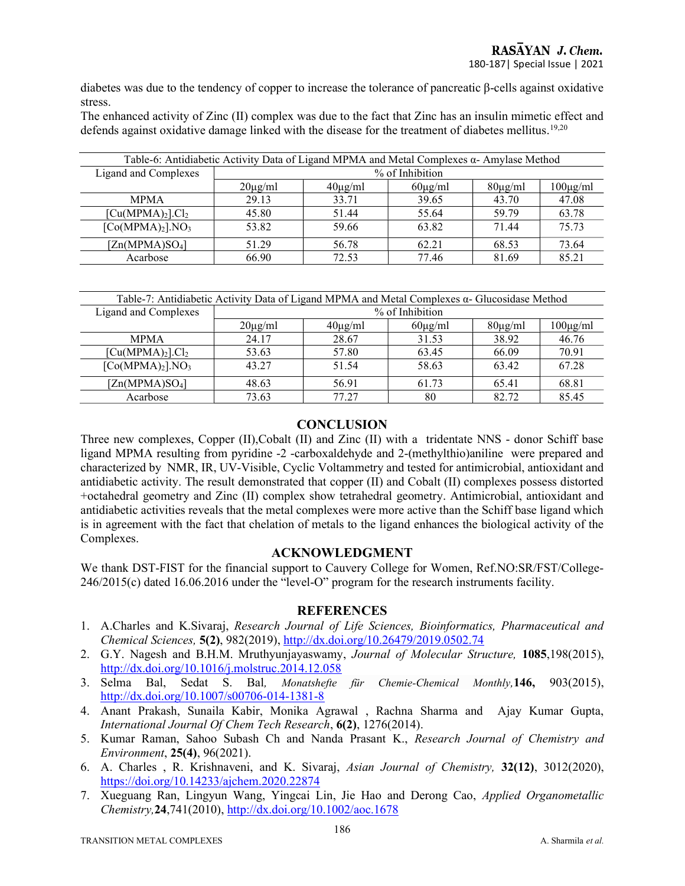diabetes was due to the tendency of copper to increase the tolerance of pancreatic β-cells against oxidative stress.

The enhanced activity of Zinc (II) complex was due to the fact that Zinc has an insulin mimetic effect and defends against oxidative damage linked with the disease for the treatment of diabetes mellitus.[19,20]

Table-6: Antidiabetic Activity Data of Ligand MPMA and Metal Complexes α- Amylase Method

| Ligand and Complexes | % of Inhibition | | | | |
|---|---|---|---|---|---|
| | 20μg/ml | 40μg/ml | 60μg/ml | 80μg/ml | 100μg/ml |
| MPMA | 29.13 | 33.71 | 39.65 | 43.70 | 47.08 |
| $[Cu(MPMA)_2].Cl_2$ | 45.80 | 51.44 | 55.64 | 59.79 | 63.78 |
| $[Co(MPMA)_2].NO_3$ | 53.82 | 59.66 | 63.82 | 71.44 | 75.73 |
| $[Zn(MPMA)SO_4]$ | 51.29 | 56.78 | 62.21 | 68.53 | 73.64 |
| Acarbose | 66.90 | 72.53 | 77.46 | 81.69 | 85.21 |

Table-7: Antidiabetic Activity Data of Ligand MPMA and Metal Complexes α- Glucosidase Method

| Ligand and Complexes | % of Inhibition | | | | |
|---|---|---|---|---|---|
| | 20μg/ml | 40μg/ml | 60μg/ml | 80μg/ml | 100μg/ml |
| MPMA | 24.17 | 28.67 | 31.53 | 38.92 | 46.76 |
| $[Cu(MPMA)_2].Cl_2$ | 53.63 | 57.80 | 63.45 | 66.09 | 70.91 |
| $[Co(MPMA)_2].NO_3$ | 43.27 | 51.54 | 58.63 | 63.42 | 67.28 |
| $[Zn(MPMA)SO_4]$ | 48.63 | 56.91 | 61.73 | 65.41 | 68.81 |
| Acarbose | 73.63 | 77.27 | 80 | 82.72 | 85.45 |

## CONCLUSION

Three new complexes, Copper (II),Cobalt (II) and Zinc (II) with a tridentate NNS - donor Schiff base ligand MPMA resulting from pyridine -2 -carboxaldehyde and 2-(methylthio)aniline were prepared and characterized by NMR, IR, UV-Visible, Cyclic Voltammetry and tested for antimicrobial, antioxidant and antidiabetic activity. The result demonstrated that copper (II) and Cobalt (II) complexes possess distorted +octahedral geometry and Zinc (II) complex show tetrahedral geometry. Antimicrobial, antioxidant and antidiabetic activities reveals that the metal complexes were more active than the Schiff base ligand which is in agreement with the fact that chelation of metals to the ligand enhances the biological activity of the Complexes.

## ACKNOWLEDGMENT

We thank DST-FIST for the financial support to Cauvery College for Women, Ref.NO:SR/FST/College-246/2015(c) dated 16.06.2016 under the "level-O" program for the research instruments facility.

## REFERENCES

1. A.Charles and K.Sivaraj, *Research Journal of Life Sciences, Bioinformatics, Pharmaceutical and Chemical Sciences,* **5(2)**, 982(2019), http://dx.doi.org/10.26479/2019.0502.74
2. G.Y. Nagesh and B.H.M. Mruthyunjayaswamy, *Journal of Molecular Structure,* **1085**,198(2015), http://dx.doi.org/10.1016/j.molstruc.2014.12.058
3. Selma Bal, Sedat S. Bal*, Monatshefte für Chemie-Chemical Monthly,***146,** 903(2015), http://dx.doi.org/10.1007/s00706-014-1381-8
4. Anant Prakash, Sunaila Kabir, Monika Agrawal , Rachna Sharma and Ajay Kumar Gupta, *International Journal Of Chem Tech Research*, **6(2)**, 1276(2014).
5. Kumar Raman, Sahoo Subash Ch and Nanda Prasant K., *Research Journal of Chemistry and Environment*, **25(4)**, 96(2021).
6. A. Charles , R. Krishnaveni, and K. Sivaraj, *Asian Journal of Chemistry,* **32(12)**, 3012(2020), https://doi.org/10.14233/ajchem.2020.22874
7. Xueguang Ran, Lingyun Wang, Yingcai Lin, Jie Hao and Derong Cao, *Applied Organometallic Chemistry,***24**,741(2010), http://dx.doi.org/10.1002/aoc.1678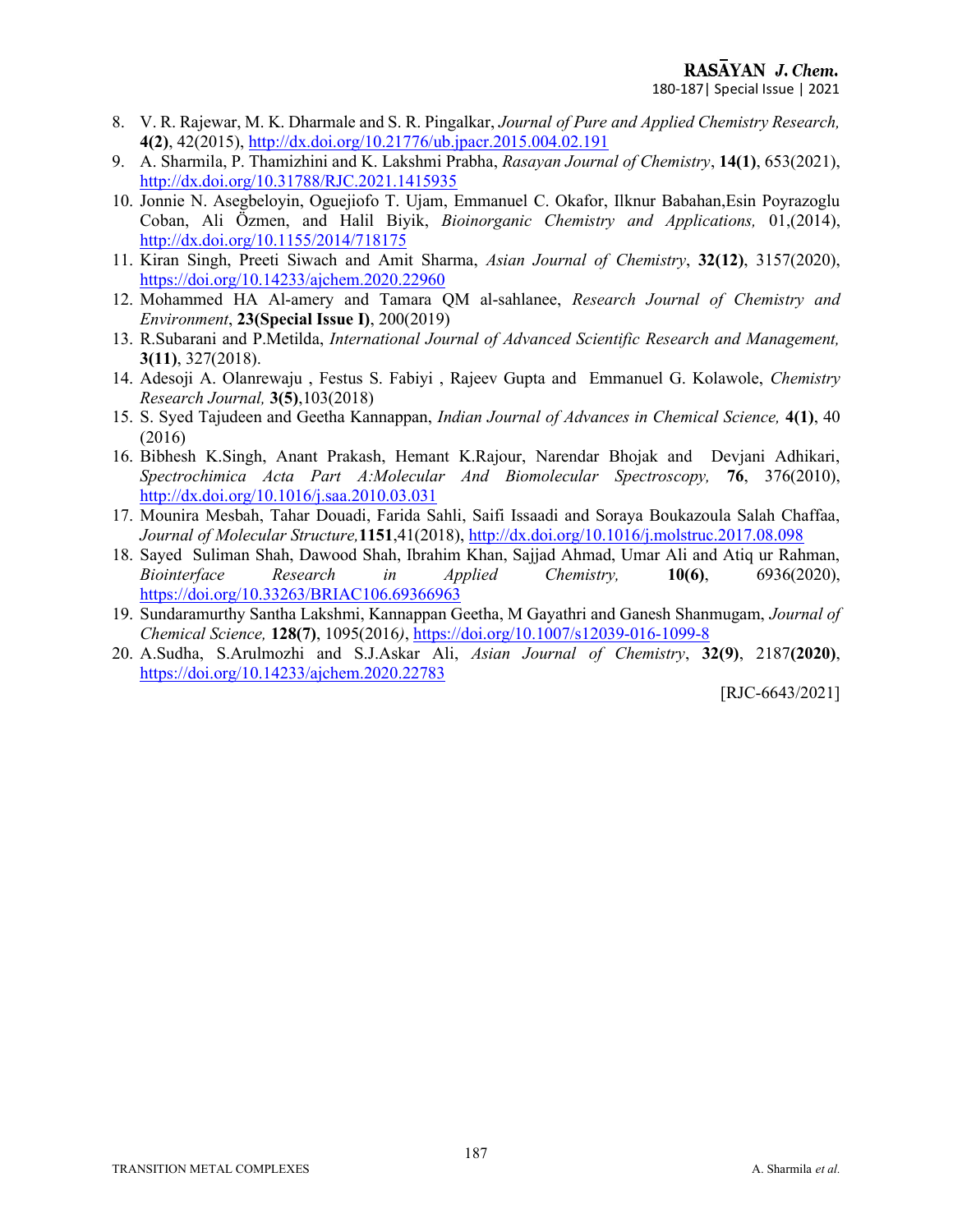8. V. R. Rajewar, M. K. Dharmale and S. R. Pingalkar, *Journal of Pure and Applied Chemistry Research,* **4(2)**, 42(2015), http://dx.doi.org/10.21776/ub.jpacr.2015.004.02.191
9. A. Sharmila, P. Thamizhini and K. Lakshmi Prabha, *Rasayan Journal of Chemistry*, **14(1)**, 653(2021), http://dx.doi.org/10.31788/RJC.2021.1415935
10. Jonnie N. Asegbeloyin, Oguejiofo T. Ujam, Emmanuel C. Okafor, Ilknur Babahan,Esin Poyrazoglu Coban, Ali Özmen, and Halil Biyik, *Bioinorganic Chemistry and Applications,* 01,(2014), http://dx.doi.org/10.1155/2014/718175
11. Kiran Singh, Preeti Siwach and Amit Sharma, *Asian Journal of Chemistry*, **32(12)**, 3157(2020), https://doi.org/10.14233/ajchem.2020.22960
12. Mohammed HA Al-amery and Tamara QM al-sahlanee, *Research Journal of Chemistry and Environment*, **23(Special Issue I)**, 200(2019)
13. R.Subarani and P.Metilda, *International Journal of Advanced Scientific Research and Management,* **3(11)**, 327(2018).
14. Adesoji A. Olanrewaju , Festus S. Fabiyi , Rajeev Gupta and Emmanuel G. Kolawole, *Chemistry Research Journal,* **3(5)**,103(2018)
15. S. Syed Tajudeen and Geetha Kannappan, *Indian Journal of Advances in Chemical Science,* **4(1)**, 40 (2016)
16. Bibhesh K.Singh, Anant Prakash, Hemant K.Rajour, Narendar Bhojak and Devjani Adhikari, *Spectrochimica Acta Part A:Molecular And Biomolecular Spectroscopy,* **76**, 376(2010), http://dx.doi.org/10.1016/j.saa.2010.03.031
17. Mounira Mesbah, Tahar Douadi, Farida Sahli, Saifi Issaadi and Soraya Boukazoula Salah Chaffaa, *Journal of Molecular Structure,***1151**,41(2018), http://dx.doi.org/10.1016/j.molstruc.2017.08.098
18. Sayed Suliman Shah, Dawood Shah, Ibrahim Khan, Sajjad Ahmad, Umar Ali and Atiq ur Rahman, *Biointerface Research in Applied Chemistry,* **10(6)**, 6936(2020), https://doi.org/10.33263/BRIAC106.69366963
19. Sundaramurthy Santha Lakshmi, Kannappan Geetha, M Gayathri and Ganesh Shanmugam, *Journal of Chemical Science,* **128(7)**, 1095(2016*)*, https://doi.org/10.1007/s12039-016-1099-8
20. A.Sudha, S.Arulmozhi and S.J.Askar Ali, *Asian Journal of Chemistry*, **32(9)**, 2187**(2020)**, https://doi.org/10.14233/ajchem.2020.22783

[RJC-6643/2021]